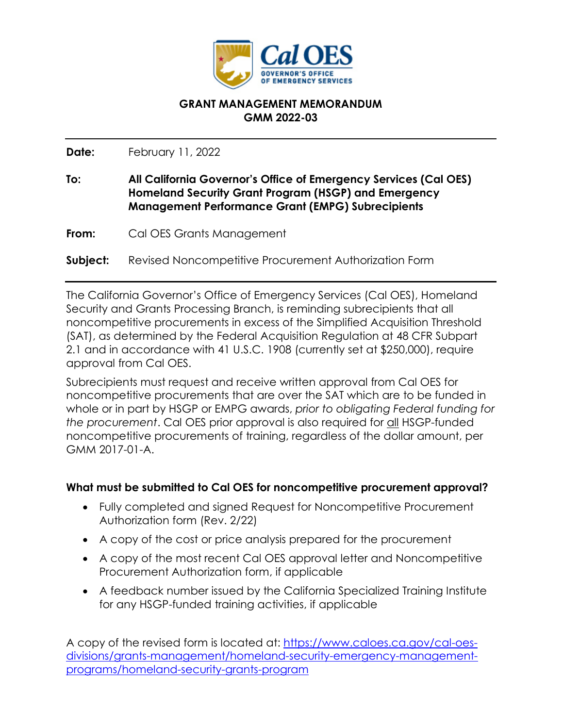# GRANT MANAGEMENT MEMORANDUM
# GMM 2022-03

**Date:** February 11, 2022

**To:** **All California Governor's Office of Emergency Services (Cal OES) Homeland Security Grant Program (HSGP) and Emergency Management Performance Grant (EMPG) Subrecipients**

**From:** Cal OES Grants Management

**Subject:** Revised Noncompetitive Procurement Authorization Form

---

The California Governor's Office of Emergency Services (Cal OES), Homeland Security and Grants Processing Branch, is reminding subrecipients that all noncompetitive procurements in excess of the Simplified Acquisition Threshold (SAT), as determined by the Federal Acquisition Regulation at 48 CFR Subpart 2.1 and in accordance with 41 U.S.C. 1908 (currently set at $250,000), require approval from Cal OES.

Subrecipients must request and receive written approval from Cal OES for noncompetitive procurements that are over the SAT which are to be funded in whole or in part by HSGP or EMPG awards, *prior to obligating Federal funding for the procurement*. Cal OES prior approval is also required for all HSGP-funded noncompetitive procurements of training, regardless of the dollar amount, per GMM 2017-01-A.

### What must be submitted to Cal OES for noncompetitive procurement approval?

- Fully completed and signed Request for Noncompetitive Procurement Authorization form (Rev. 2/22)
- A copy of the cost or price analysis prepared for the procurement
- A copy of the most recent Cal OES approval letter and Noncompetitive Procurement Authorization form, if applicable
- A feedback number issued by the California Specialized Training Institute for any HSGP-funded training activities, if applicable

A copy of the revised form is located at: https://www.caloes.ca.gov/cal-oes-divisions/grants-management/homeland-security-emergency-management-programs/homeland-security-grants-program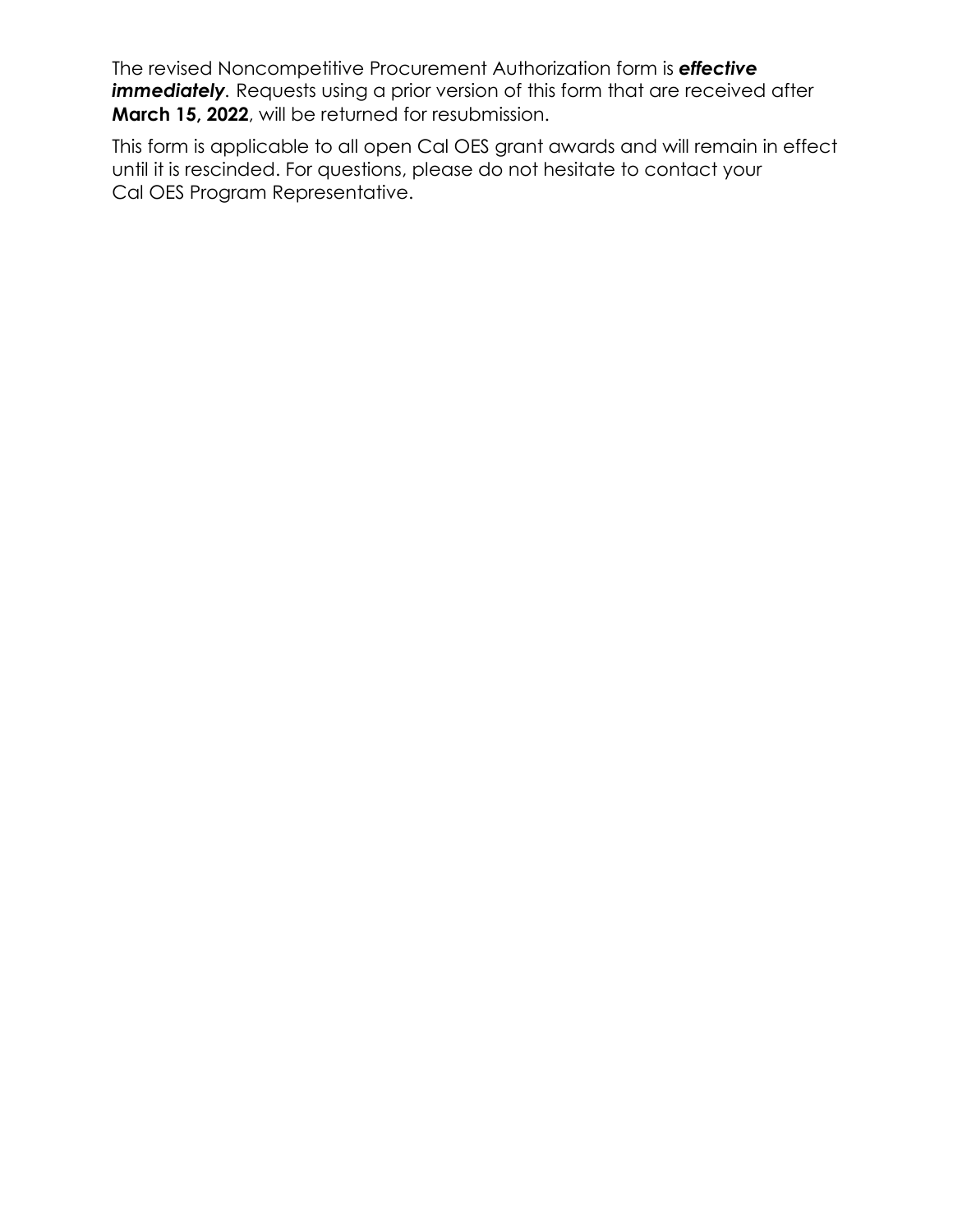The revised Noncompetitive Procurement Authorization form is ***effective immediately***. Requests using a prior version of this form that are received after **March 15, 2022**, will be returned for resubmission.

This form is applicable to all open Cal OES grant awards and will remain in effect until it is rescinded. For questions, please do not hesitate to contact your Cal OES Program Representative.